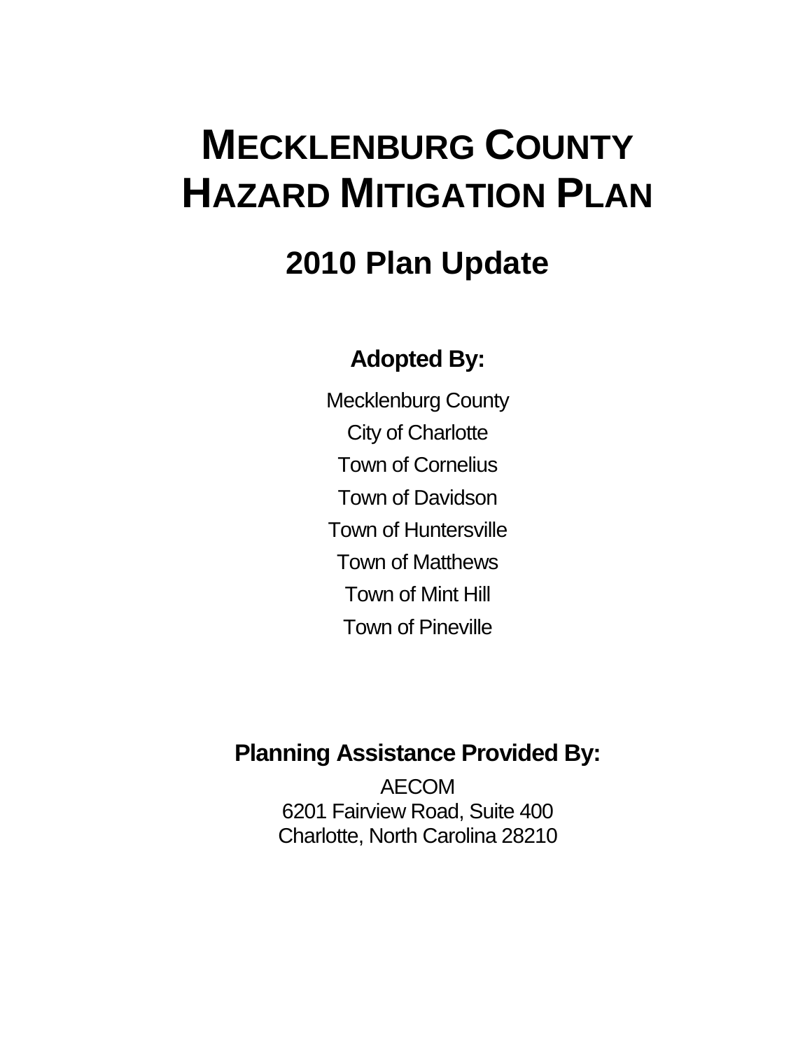# MECKLENBURG COUNTY HAZARD MITIGATION PLAN

## 2010 Plan Update

### Adopted By:

Mecklenburg County

City of Charlotte

Town of Cornelius

Town of Davidson

Town of Huntersville

Town of Matthews

Town of Mint Hill

Town of Pineville

### Planning Assistance Provided By:

AECOM
6201 Fairview Road, Suite 400
Charlotte, North Carolina 28210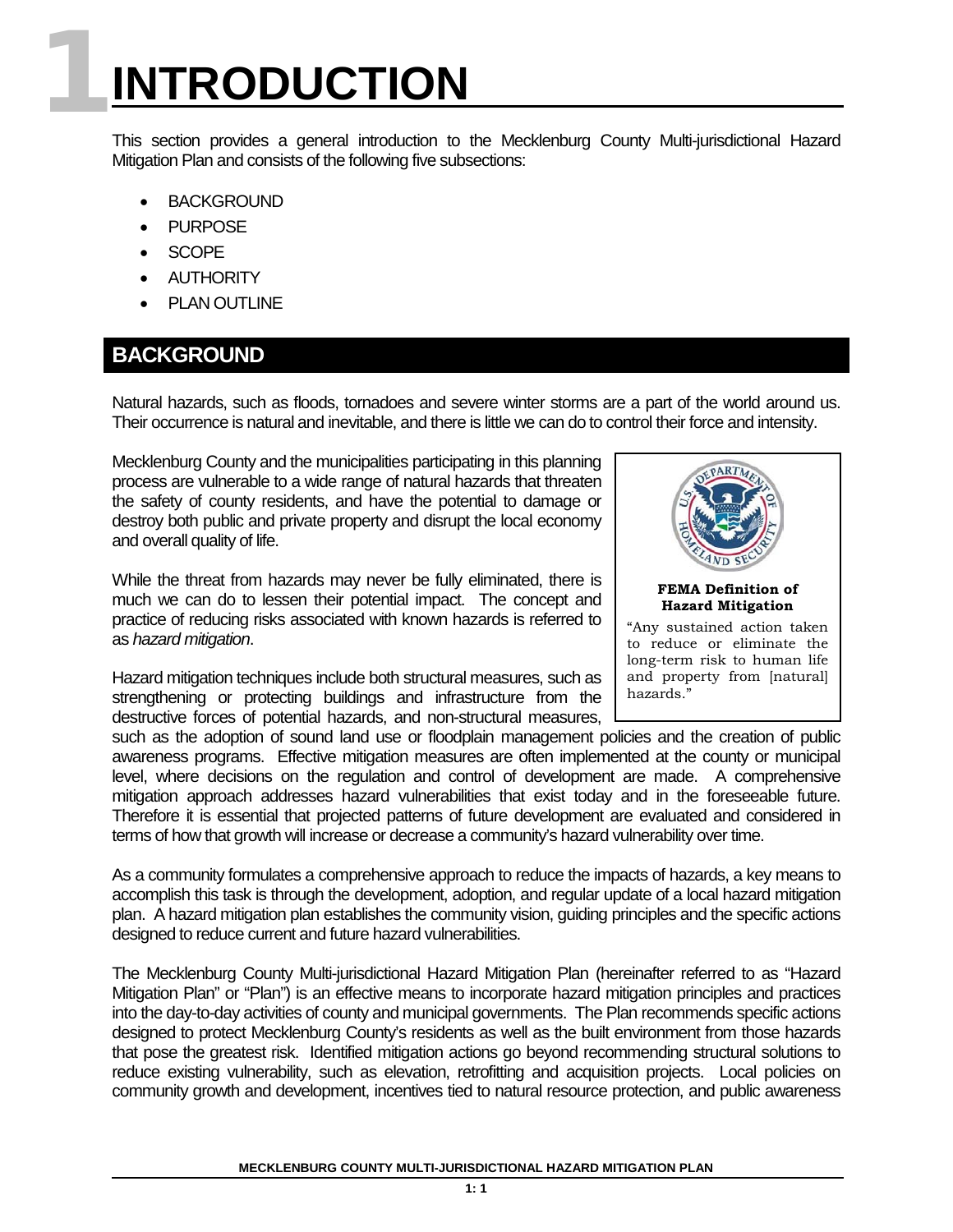# 1 INTRODUCTION

This section provides a general introduction to the Mecklenburg County Multi-jurisdictional Hazard Mitigation Plan and consists of the following five subsections:

- BACKGROUND
- PURPOSE
- SCOPE
- AUTHORITY
- PLAN OUTLINE

## BACKGROUND

Natural hazards, such as floods, tornadoes and severe winter storms are a part of the world around us. Their occurrence is natural and inevitable, and there is little we can do to control their force and intensity.

Mecklenburg County and the municipalities participating in this planning process are vulnerable to a wide range of natural hazards that threaten the safety of county residents, and have the potential to damage or destroy both public and private property and disrupt the local economy and overall quality of life.

While the threat from hazards may never be fully eliminated, there is much we can do to lessen their potential impact. The concept and practice of reducing risks associated with known hazards is referred to as *hazard mitigation*.

> **FEMA Definition of Hazard Mitigation**
>
> "Any sustained action taken to reduce or eliminate the long-term risk to human life and property from [natural] hazards."

Hazard mitigation techniques include both structural measures, such as strengthening or protecting buildings and infrastructure from the destructive forces of potential hazards, and non-structural measures, such as the adoption of sound land use or floodplain management policies and the creation of public awareness programs. Effective mitigation measures are often implemented at the county or municipal level, where decisions on the regulation and control of development are made. A comprehensive mitigation approach addresses hazard vulnerabilities that exist today and in the foreseeable future. Therefore it is essential that projected patterns of future development are evaluated and considered in terms of how that growth will increase or decrease a community's hazard vulnerability over time.

As a community formulates a comprehensive approach to reduce the impacts of hazards, a key means to accomplish this task is through the development, adoption, and regular update of a local hazard mitigation plan. A hazard mitigation plan establishes the community vision, guiding principles and the specific actions designed to reduce current and future hazard vulnerabilities.

The Mecklenburg County Multi-jurisdictional Hazard Mitigation Plan (hereinafter referred to as "Hazard Mitigation Plan" or "Plan") is an effective means to incorporate hazard mitigation principles and practices into the day-to-day activities of county and municipal governments. The Plan recommends specific actions designed to protect Mecklenburg County's residents as well as the built environment from those hazards that pose the greatest risk. Identified mitigation actions go beyond recommending structural solutions to reduce existing vulnerability, such as elevation, retrofitting and acquisition projects. Local policies on community growth and development, incentives tied to natural resource protection, and public awareness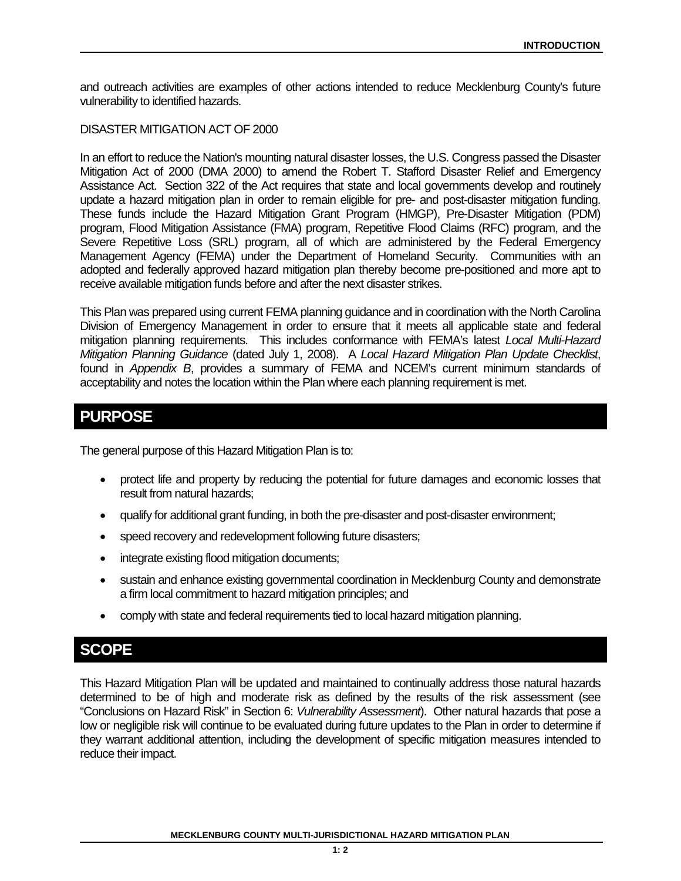and outreach activities are examples of other actions intended to reduce Mecklenburg County's future vulnerability to identified hazards.

DISASTER MITIGATION ACT OF 2000

In an effort to reduce the Nation's mounting natural disaster losses, the U.S. Congress passed the Disaster Mitigation Act of 2000 (DMA 2000) to amend the Robert T. Stafford Disaster Relief and Emergency Assistance Act. Section 322 of the Act requires that state and local governments develop and routinely update a hazard mitigation plan in order to remain eligible for pre- and post-disaster mitigation funding. These funds include the Hazard Mitigation Grant Program (HMGP), Pre-Disaster Mitigation (PDM) program, Flood Mitigation Assistance (FMA) program, Repetitive Flood Claims (RFC) program, and the Severe Repetitive Loss (SRL) program, all of which are administered by the Federal Emergency Management Agency (FEMA) under the Department of Homeland Security. Communities with an adopted and federally approved hazard mitigation plan thereby become pre-positioned and more apt to receive available mitigation funds before and after the next disaster strikes.

This Plan was prepared using current FEMA planning guidance and in coordination with the North Carolina Division of Emergency Management in order to ensure that it meets all applicable state and federal mitigation planning requirements. This includes conformance with FEMA's latest *Local Multi-Hazard Mitigation Planning Guidance* (dated July 1, 2008). A *Local Hazard Mitigation Plan Update Checklist*, found in *Appendix B*, provides a summary of FEMA and NCEM's current minimum standards of acceptability and notes the location within the Plan where each planning requirement is met.

## PURPOSE

The general purpose of this Hazard Mitigation Plan is to:

- protect life and property by reducing the potential for future damages and economic losses that result from natural hazards;
- qualify for additional grant funding, in both the pre-disaster and post-disaster environment;
- speed recovery and redevelopment following future disasters;
- integrate existing flood mitigation documents;
- sustain and enhance existing governmental coordination in Mecklenburg County and demonstrate a firm local commitment to hazard mitigation principles; and
- comply with state and federal requirements tied to local hazard mitigation planning.

## SCOPE

This Hazard Mitigation Plan will be updated and maintained to continually address those natural hazards determined to be of high and moderate risk as defined by the results of the risk assessment (see "Conclusions on Hazard Risk" in Section 6: *Vulnerability Assessment*). Other natural hazards that pose a low or negligible risk will continue to be evaluated during future updates to the Plan in order to determine if they warrant additional attention, including the development of specific mitigation measures intended to reduce their impact.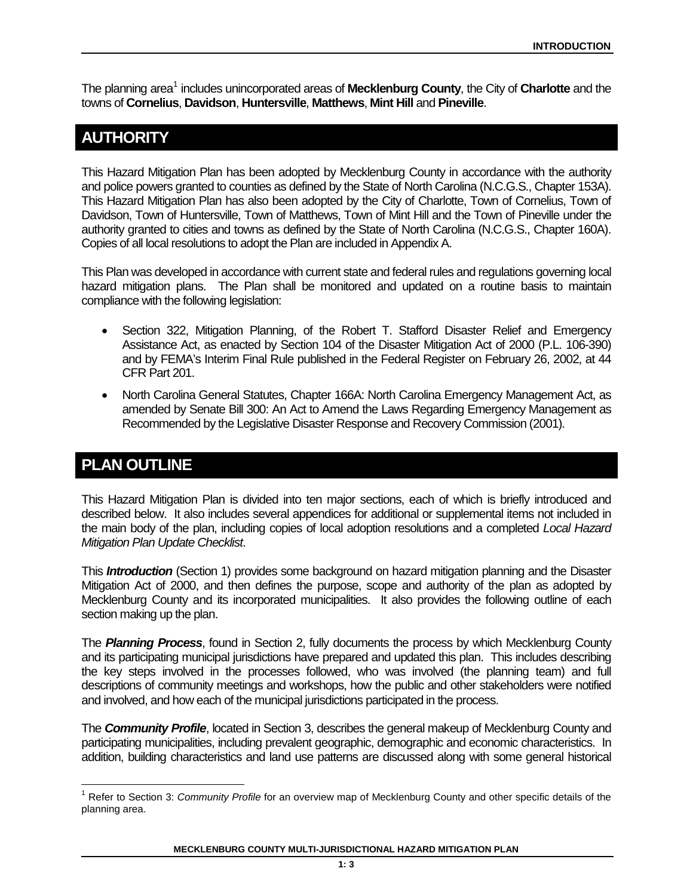The planning area[1] includes unincorporated areas of **Mecklenburg County**, the City of **Charlotte** and the towns of **Cornelius**, **Davidson**, **Huntersville**, **Matthews**, **Mint Hill** and **Pineville**.

## AUTHORITY

This Hazard Mitigation Plan has been adopted by Mecklenburg County in accordance with the authority and police powers granted to counties as defined by the State of North Carolina (N.C.G.S., Chapter 153A). This Hazard Mitigation Plan has also been adopted by the City of Charlotte, Town of Cornelius, Town of Davidson, Town of Huntersville, Town of Matthews, Town of Mint Hill and the Town of Pineville under the authority granted to cities and towns as defined by the State of North Carolina (N.C.G.S., Chapter 160A). Copies of all local resolutions to adopt the Plan are included in Appendix A.

This Plan was developed in accordance with current state and federal rules and regulations governing local hazard mitigation plans. The Plan shall be monitored and updated on a routine basis to maintain compliance with the following legislation:

- Section 322, Mitigation Planning, of the Robert T. Stafford Disaster Relief and Emergency Assistance Act, as enacted by Section 104 of the Disaster Mitigation Act of 2000 (P.L. 106-390) and by FEMA's Interim Final Rule published in the Federal Register on February 26, 2002, at 44 CFR Part 201.
- North Carolina General Statutes, Chapter 166A: North Carolina Emergency Management Act, as amended by Senate Bill 300: An Act to Amend the Laws Regarding Emergency Management as Recommended by the Legislative Disaster Response and Recovery Commission (2001).

## PLAN OUTLINE

This Hazard Mitigation Plan is divided into ten major sections, each of which is briefly introduced and described below. It also includes several appendices for additional or supplemental items not included in the main body of the plan, including copies of local adoption resolutions and a completed *Local Hazard Mitigation Plan Update Checklist*.

This ***Introduction*** (Section 1) provides some background on hazard mitigation planning and the Disaster Mitigation Act of 2000, and then defines the purpose, scope and authority of the plan as adopted by Mecklenburg County and its incorporated municipalities. It also provides the following outline of each section making up the plan.

The ***Planning Process***, found in Section 2, fully documents the process by which Mecklenburg County and its participating municipal jurisdictions have prepared and updated this plan. This includes describing the key steps involved in the processes followed, who was involved (the planning team) and full descriptions of community meetings and workshops, how the public and other stakeholders were notified and involved, and how each of the municipal jurisdictions participated in the process.

The ***Community Profile***, located in Section 3, describes the general makeup of Mecklenburg County and participating municipalities, including prevalent geographic, demographic and economic characteristics. In addition, building characteristics and land use patterns are discussed along with some general historical

[1] Refer to Section 3: *Community Profile* for an overview map of Mecklenburg County and other specific details of the planning area.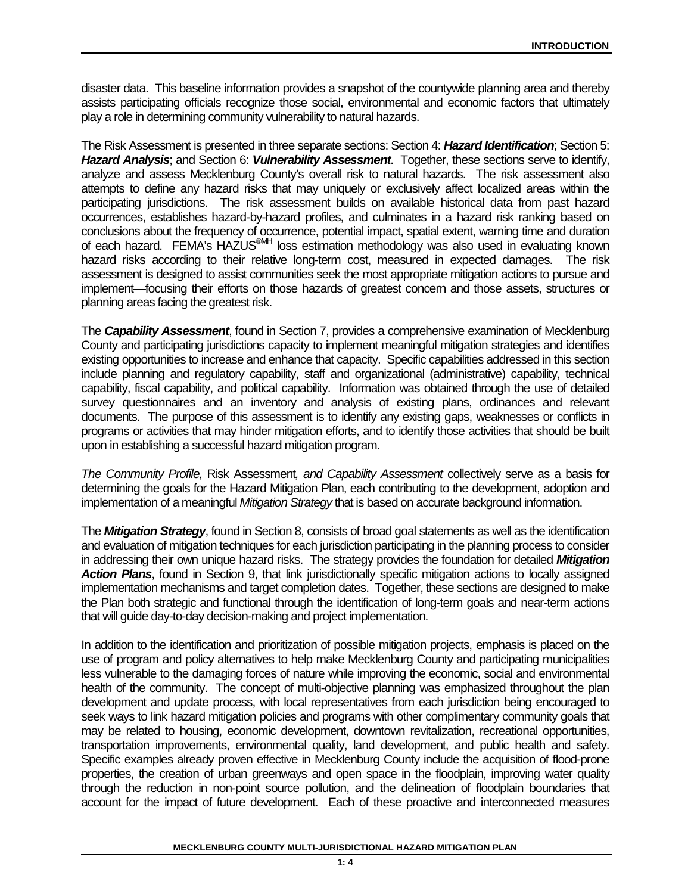disaster data. This baseline information provides a snapshot of the countywide planning area and thereby assists participating officials recognize those social, environmental and economic factors that ultimately play a role in determining community vulnerability to natural hazards.

The Risk Assessment is presented in three separate sections: Section 4: ***Hazard Identification***; Section 5: ***Hazard Analysis***; and Section 6: ***Vulnerability Assessment***. Together, these sections serve to identify, analyze and assess Mecklenburg County's overall risk to natural hazards. The risk assessment also attempts to define any hazard risks that may uniquely or exclusively affect localized areas within the participating jurisdictions. The risk assessment builds on available historical data from past hazard occurrences, establishes hazard-by-hazard profiles, and culminates in a hazard risk ranking based on conclusions about the frequency of occurrence, potential impact, spatial extent, warning time and duration of each hazard. FEMA's HAZUS®MH loss estimation methodology was also used in evaluating known hazard risks according to their relative long-term cost, measured in expected damages. The risk assessment is designed to assist communities seek the most appropriate mitigation actions to pursue and implement—focusing their efforts on those hazards of greatest concern and those assets, structures or planning areas facing the greatest risk.

The ***Capability Assessment***, found in Section 7, provides a comprehensive examination of Mecklenburg County and participating jurisdictions capacity to implement meaningful mitigation strategies and identifies existing opportunities to increase and enhance that capacity. Specific capabilities addressed in this section include planning and regulatory capability, staff and organizational (administrative) capability, technical capability, fiscal capability, and political capability. Information was obtained through the use of detailed survey questionnaires and an inventory and analysis of existing plans, ordinances and relevant documents. The purpose of this assessment is to identify any existing gaps, weaknesses or conflicts in programs or activities that may hinder mitigation efforts, and to identify those activities that should be built upon in establishing a successful hazard mitigation program.

*The Community Profile,* Risk Assessment*, and Capability Assessment* collectively serve as a basis for determining the goals for the Hazard Mitigation Plan, each contributing to the development, adoption and implementation of a meaningful *Mitigation Strategy* that is based on accurate background information.

The ***Mitigation Strategy***, found in Section 8, consists of broad goal statements as well as the identification and evaluation of mitigation techniques for each jurisdiction participating in the planning process to consider in addressing their own unique hazard risks. The strategy provides the foundation for detailed ***Mitigation Action Plans***, found in Section 9, that link jurisdictionally specific mitigation actions to locally assigned implementation mechanisms and target completion dates. Together, these sections are designed to make the Plan both strategic and functional through the identification of long-term goals and near-term actions that will guide day-to-day decision-making and project implementation.

In addition to the identification and prioritization of possible mitigation projects, emphasis is placed on the use of program and policy alternatives to help make Mecklenburg County and participating municipalities less vulnerable to the damaging forces of nature while improving the economic, social and environmental health of the community. The concept of multi-objective planning was emphasized throughout the plan development and update process, with local representatives from each jurisdiction being encouraged to seek ways to link hazard mitigation policies and programs with other complimentary community goals that may be related to housing, economic development, downtown revitalization, recreational opportunities, transportation improvements, environmental quality, land development, and public health and safety. Specific examples already proven effective in Mecklenburg County include the acquisition of flood-prone properties, the creation of urban greenways and open space in the floodplain, improving water quality through the reduction in non-point source pollution, and the delineation of floodplain boundaries that account for the impact of future development. Each of these proactive and interconnected measures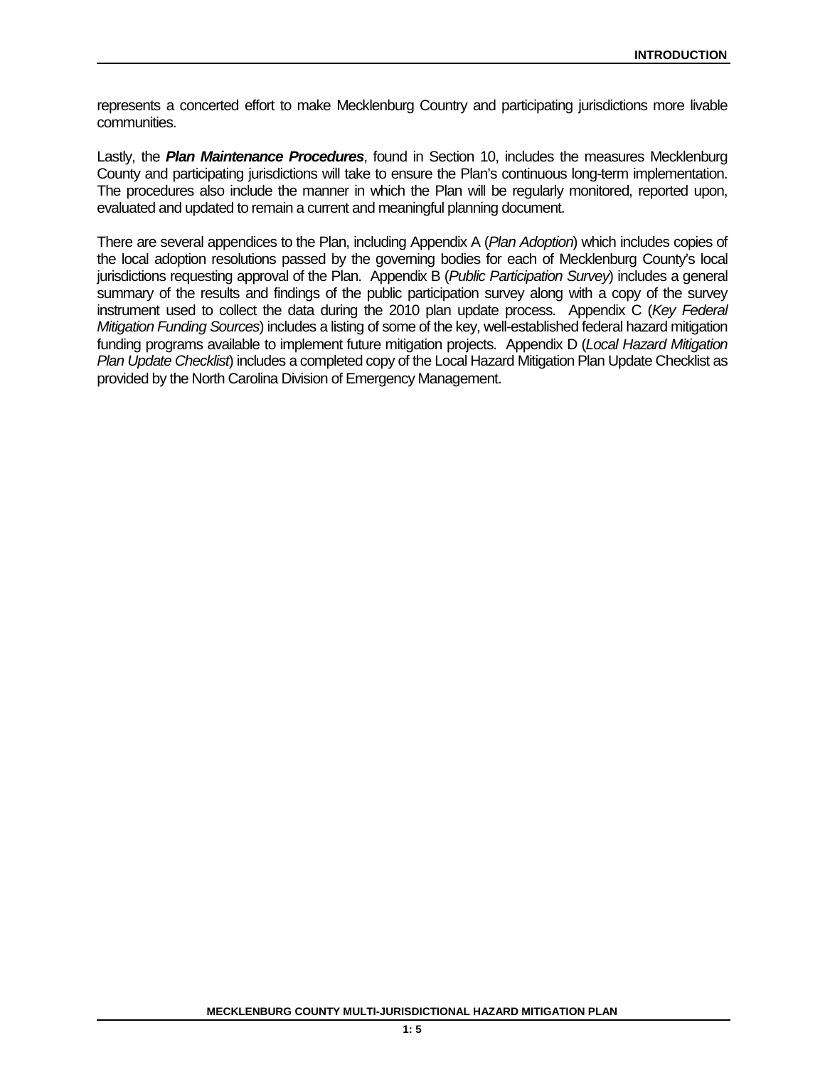represents a concerted effort to make Mecklenburg Country and participating jurisdictions more livable communities.

Lastly, the ***Plan Maintenance Procedures***, found in Section 10, includes the measures Mecklenburg County and participating jurisdictions will take to ensure the Plan's continuous long-term implementation. The procedures also include the manner in which the Plan will be regularly monitored, reported upon, evaluated and updated to remain a current and meaningful planning document.

There are several appendices to the Plan, including Appendix A (*Plan Adoption*) which includes copies of the local adoption resolutions passed by the governing bodies for each of Mecklenburg County's local jurisdictions requesting approval of the Plan. Appendix B (*Public Participation Survey*) includes a general summary of the results and findings of the public participation survey along with a copy of the survey instrument used to collect the data during the 2010 plan update process. Appendix C (*Key Federal Mitigation Funding Sources*) includes a listing of some of the key, well-established federal hazard mitigation funding programs available to implement future mitigation projects. Appendix D (*Local Hazard Mitigation Plan Update Checklist*) includes a completed copy of the Local Hazard Mitigation Plan Update Checklist as provided by the North Carolina Division of Emergency Management.